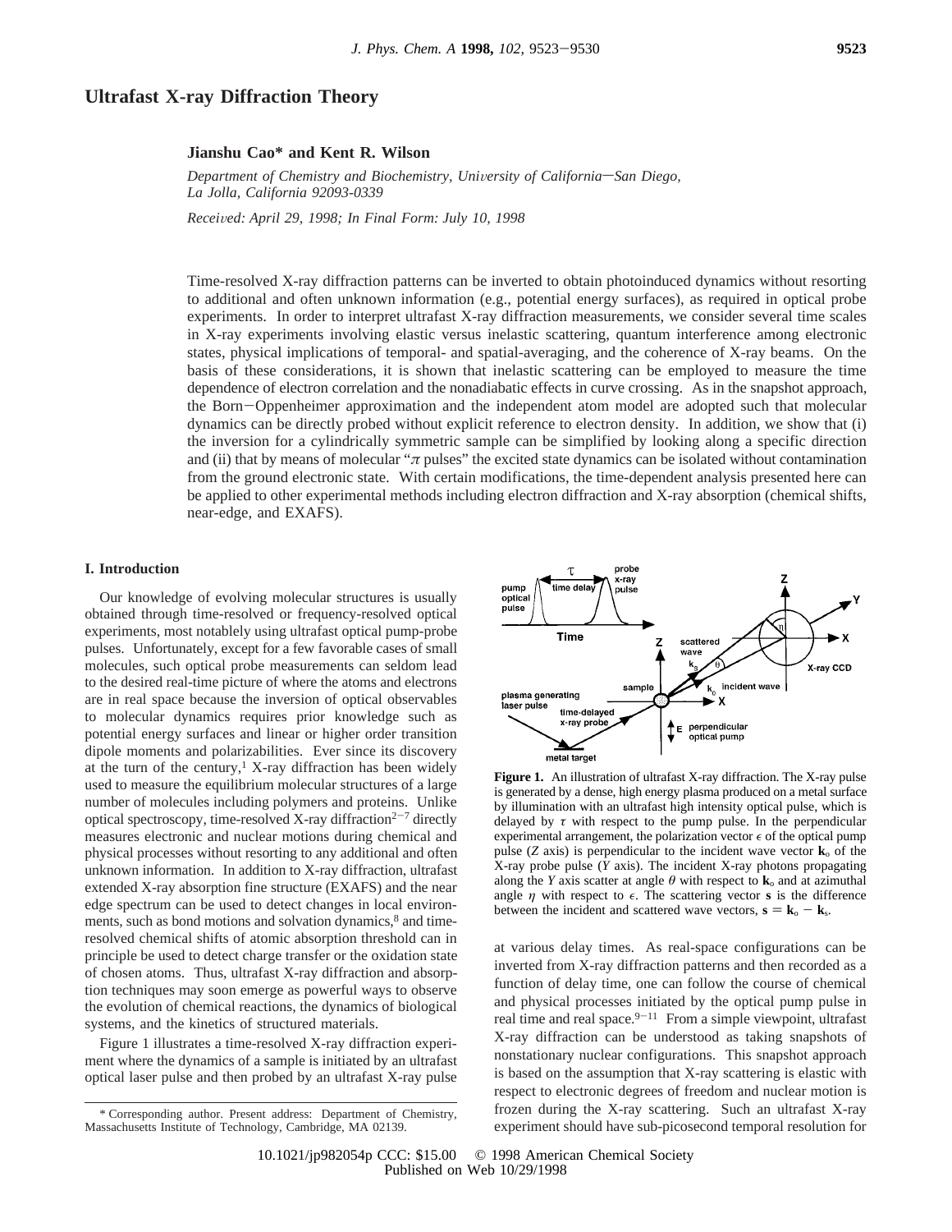# Ultrafast X-ray Diffraction Theory

**Jianshu Cao\* and Kent R. Wilson**

*Department of Chemistry and Biochemistry, University of California—San Diego, La Jolla, California 92093-0339*

*Received: April 29, 1998; In Final Form: July 10, 1998*

Time-resolved X-ray diffraction patterns can be inverted to obtain photoinduced dynamics without resorting to additional and often unknown information (e.g., potential energy surfaces), as required in optical probe experiments. In order to interpret ultrafast X-ray diffraction measurements, we consider several time scales in X-ray experiments involving elastic versus inelastic scattering, quantum interference among electronic states, physical implications of temporal- and spatial-averaging, and the coherence of X-ray beams. On the basis of these considerations, it is shown that inelastic scattering can be employed to measure the time dependence of electron correlation and the nonadiabatic effects in curve crossing. As in the snapshot approach, the Born–Oppenheimer approximation and the independent atom model are adopted such that molecular dynamics can be directly probed without explicit reference to electron density. In addition, we show that (i) the inversion for a cylindrically symmetric sample can be simplified by looking along a specific direction and (ii) that by means of molecular "$\pi$ pulses" the excited state dynamics can be isolated without contamination from the ground electronic state. With certain modifications, the time-dependent analysis presented here can be applied to other experimental methods including electron diffraction and X-ray absorption (chemical shifts, near-edge, and EXAFS).

## I. Introduction

Our knowledge of evolving molecular structures is usually obtained through time-resolved or frequency-resolved optical experiments, most notablely using ultrafast optical pump-probe pulses. Unfortunately, except for a few favorable cases of small molecules, such optical probe measurements can seldom lead to the desired real-time picture of where the atoms and electrons are in real space because the inversion of optical observables to molecular dynamics requires prior knowledge such as potential energy surfaces and linear or higher order transition dipole moments and polarizabilities. Ever since its discovery at the turn of the century,[1] X-ray diffraction has been widely used to measure the equilibrium molecular structures of a large number of molecules including polymers and proteins. Unlike optical spectroscopy, time-resolved X-ray diffraction[2-7] directly measures electronic and nuclear motions during chemical and physical processes without resorting to any additional and often unknown information. In addition to X-ray diffraction, ultrafast extended X-ray absorption fine structure (EXAFS) and the near edge spectrum can be used to detect changes in local environments, such as bond motions and solvation dynamics,[8] and time-resolved chemical shifts of atomic absorption threshold can in principle be used to detect charge transfer or the oxidation state of chosen atoms. Thus, ultrafast X-ray diffraction and absorption techniques may soon emerge as powerful ways to observe the evolution of chemical reactions, the dynamics of biological systems, and the kinetics of structured materials.

Figure 1 illustrates a time-resolved X-ray diffraction experiment where the dynamics of a sample is initiated by an ultrafast optical laser pulse and then probed by an ultrafast X-ray pulse at various delay times. As real-space configurations can be inverted from X-ray diffraction patterns and then recorded as a function of delay time, one can follow the course of chemical and physical processes initiated by the optical pump pulse in real time and real space.[9-11] From a simple viewpoint, ultrafast X-ray diffraction can be understood as taking snapshots of nonstationary nuclear configurations. This snapshot approach is based on the assumption that X-ray scattering is elastic with respect to electronic degrees of freedom and nuclear motion is frozen during the X-ray scattering. Such an ultrafast X-ray experiment should have sub-picosecond temporal resolution for

**Figure 1.** An illustration of ultrafast X-ray diffraction. The X-ray pulse is generated by a dense, high energy plasma produced on a metal surface by illumination with an ultrafast high intensity optical pulse, which is delayed by $\tau$ with respect to the pump pulse. In the perpendicular experimental arrangement, the polarization vector $\epsilon$ of the optical pump pulse ($Z$ axis) is perpendicular to the incident wave vector $\mathbf{k}_o$ of the X-ray probe pulse ($Y$ axis). The incident X-ray photons propagating along the $Y$ axis scatter at angle $\theta$ with respect to $\mathbf{k}_o$ and at azimuthal angle $\eta$ with respect to $\epsilon$. The scattering vector $\mathbf{s}$ is the difference between the incident and scattered wave vectors, $\mathbf{s} = \mathbf{k}_o - \mathbf{k}_s$.

\* Corresponding author. Present address: Department of Chemistry, Massachusetts Institute of Technology, Cambridge, MA 02139.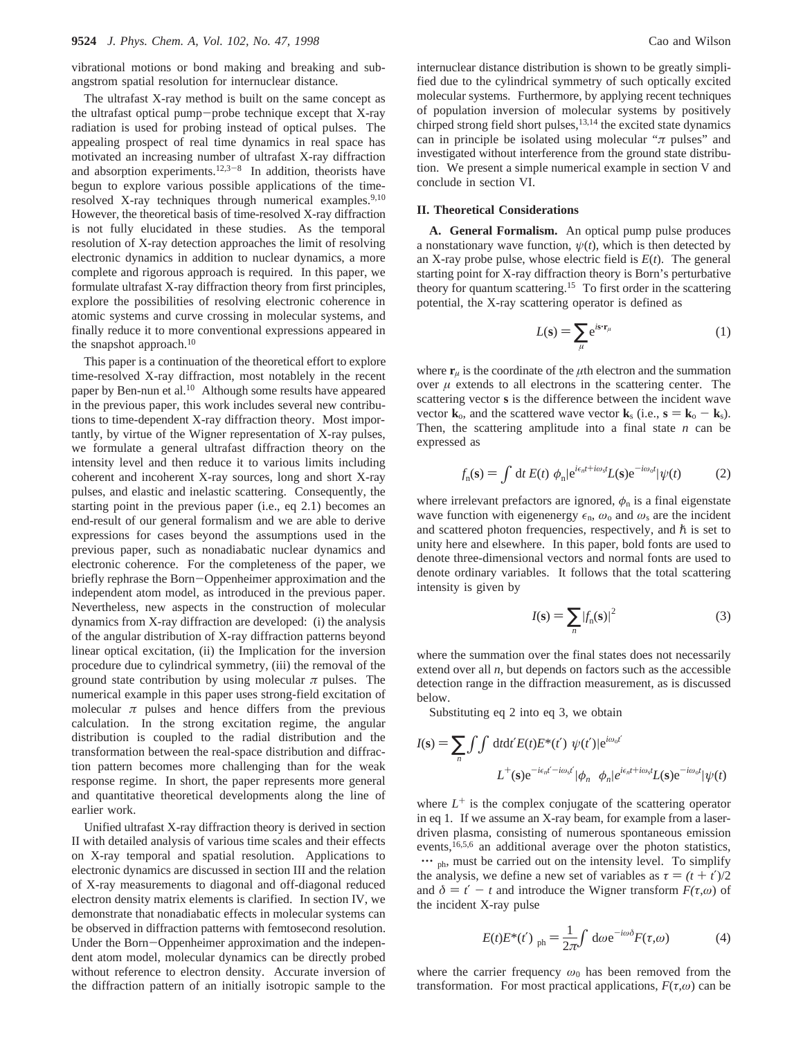vibrational motions or bond making and breaking and subangstrom spatial resolution for internuclear distance.

The ultrafast X-ray method is built on the same concept as the ultrafast optical pump–probe technique except that X-ray radiation is used for probing instead of optical pulses. The appealing prospect of real time dynamics in real space has motivated an increasing number of ultrafast X-ray diffraction and absorption experiments.[12,3–8] In addition, theorists have begun to explore various possible applications of the time-resolved X-ray techniques through numerical examples.[9,10] However, the theoretical basis of time-resolved X-ray diffraction is not fully elucidated in these studies. As the temporal resolution of X-ray detection approaches the limit of resolving electronic dynamics in addition to nuclear dynamics, a more complete and rigorous approach is required. In this paper, we formulate ultrafast X-ray diffraction theory from first principles, explore the possibilities of resolving electronic coherence in atomic systems and curve crossing in molecular systems, and finally reduce it to more conventional expressions appeared in the snapshot approach.[10]

This paper is a continuation of the theoretical effort to explore time-resolved X-ray diffraction, most notablely in the recent paper by Ben-nun et al.[10] Although some results have appeared in the previous paper, this work includes several new contributions to time-dependent X-ray diffraction theory. Most importantly, by virtue of the Wigner representation of X-ray pulses, we formulate a general ultrafast diffraction theory on the intensity level and then reduce it to various limits including coherent and incoherent X-ray sources, long and short X-ray pulses, and elastic and inelastic scattering. Consequently, the starting point in the previous paper (i.e., eq 2.1) becomes an end-result of our general formalism and we are able to derive expressions for cases beyond the assumptions used in the previous paper, such as nonadiabatic nuclear dynamics and electronic coherence. For the completeness of the paper, we briefly rephrase the Born–Oppenheimer approximation and the independent atom model, as introduced in the previous paper. Nevertheless, new aspects in the construction of molecular dynamics from X-ray diffraction are developed: (i) the analysis of the angular distribution of X-ray diffraction patterns beyond linear optical excitation, (ii) the Implication for the inversion procedure due to cylindrical symmetry, (iii) the removal of the ground state contribution by using molecular $\pi$ pulses. The numerical example in this paper uses strong-field excitation of molecular $\pi$ pulses and hence differs from the previous calculation. In the strong excitation regime, the angular distribution is coupled to the radial distribution and the transformation between the real-space distribution and diffraction pattern becomes more challenging than for the weak response regime. In short, the paper represents more general and quantitative theoretical developments along the line of earlier work.

Unified ultrafast X-ray diffraction theory is derived in section II with detailed analysis of various time scales and their effects on X-ray temporal and spatial resolution. Applications to electronic dynamics are discussed in section III and the relation of X-ray measurements to diagonal and off-diagonal reduced electron density matrix elements is clarified. In section IV, we demonstrate that nonadiabatic effects in molecular systems can be observed in diffraction patterns with femtosecond resolution. Under the Born–Oppenheimer approximation and the independent atom model, molecular dynamics can be directly probed without reference to electron density. Accurate inversion of the diffraction pattern of an initially isotropic sample to the internuclear distance distribution is shown to be greatly simplified due to the cylindrical symmetry of such optically excited molecular systems. Furthermore, by applying recent techniques of population inversion of molecular systems by positively chirped strong field short pulses,[13,14] the excited state dynamics can in principle be isolated using molecular "$\pi$ pulses" and investigated without interference from the ground state distribution. We present a simple numerical example in section V and conclude in section VI.

## II. Theoretical Considerations

**A. General Formalism.** An optical pump pulse produces a nonstationary wave function, $\psi(t)$, which is then detected by an X-ray probe pulse, whose electric field is $E(t)$. The general starting point for X-ray diffraction theory is Born's perturbative theory for quantum scattering.[15] To first order in the scattering potential, the X-ray scattering operator is defined as

$$L(\mathbf{s}) = \sum_{\mu} e^{i\mathbf{s}\cdot\mathbf{r}_{\mu}} \tag{1}$$

where $\mathbf{r}_\mu$ is the coordinate of the $\mu$th electron and the summation over $\mu$ extends to all electrons in the scattering center. The scattering vector $\mathbf{s}$ is the difference between the incident wave vector $\mathbf{k}_o$, and the scattered wave vector $\mathbf{k}_s$ (i.e., $\mathbf{s} = \mathbf{k}_o - \mathbf{k}_s$). Then, the scattering amplitude into a final state $n$ can be expressed as

$$f_n(\mathbf{s}) = \int dt\, E(t)\, \langle\phi_n|e^{i\epsilon_n t + i\omega_s t} L(\mathbf{s}) e^{-i\omega_o t}|\psi(t)\rangle \tag{2}$$

where irrelevant prefactors are ignored, $\phi_n$ is a final eigenstate wave function with eigenenergy $\epsilon_n$, $\omega_o$ and $\omega_s$ are the incident and scattered photon frequencies, respectively, and $\hbar$ is set to unity here and elsewhere. In this paper, bold fonts are used to denote three-dimensional vectors and normal fonts are used to denote ordinary variables. It follows that the total scattering intensity is given by

$$I(\mathbf{s}) = \sum_n |f_n(\mathbf{s})|^2 \tag{3}$$

where the summation over the final states does not necessarily extend over all $n$, but depends on factors such as the accessible detection range in the diffraction measurement, as is discussed below.

Substituting eq 2 into eq 3, we obtain

$$I(\mathbf{s}) = \sum_n \int\int dt dt' E(t)E^*(t')\, \langle\psi(t')|e^{i\omega_o t'} L^+(\mathbf{s}) e^{-i\epsilon_n t' - i\omega_s t'}|\phi_n\rangle \langle\phi_n|e^{i\epsilon_n t + i\omega_s t} L(\mathbf{s}) e^{-i\omega_o t}|\psi(t)\rangle$$

where $L^+$ is the complex conjugate of the scattering operator in eq 1. If we assume an X-ray beam, for example from a laser-driven plasma, consisting of numerous spontaneous emission events,[16,5,6] an additional average over the photon statistics, $\langle\cdots\rangle_{ph}$, must be carried out on the intensity level. To simplify the analysis, we define a new set of variables as $\tau = (t + t')/2$ and $\delta = t' - t$ and introduce the Wigner transform $F(\tau,\omega)$ of the incident X-ray pulse

$$\langle E(t)E^*(t')\rangle_{ph} = \frac{1}{2\pi}\int d\omega\, e^{-i\omega\delta} F(\tau,\omega) \tag{4}$$

where the carrier frequency $\omega_0$ has been removed from the transformation. For most practical applications, $F(\tau,\omega)$ can be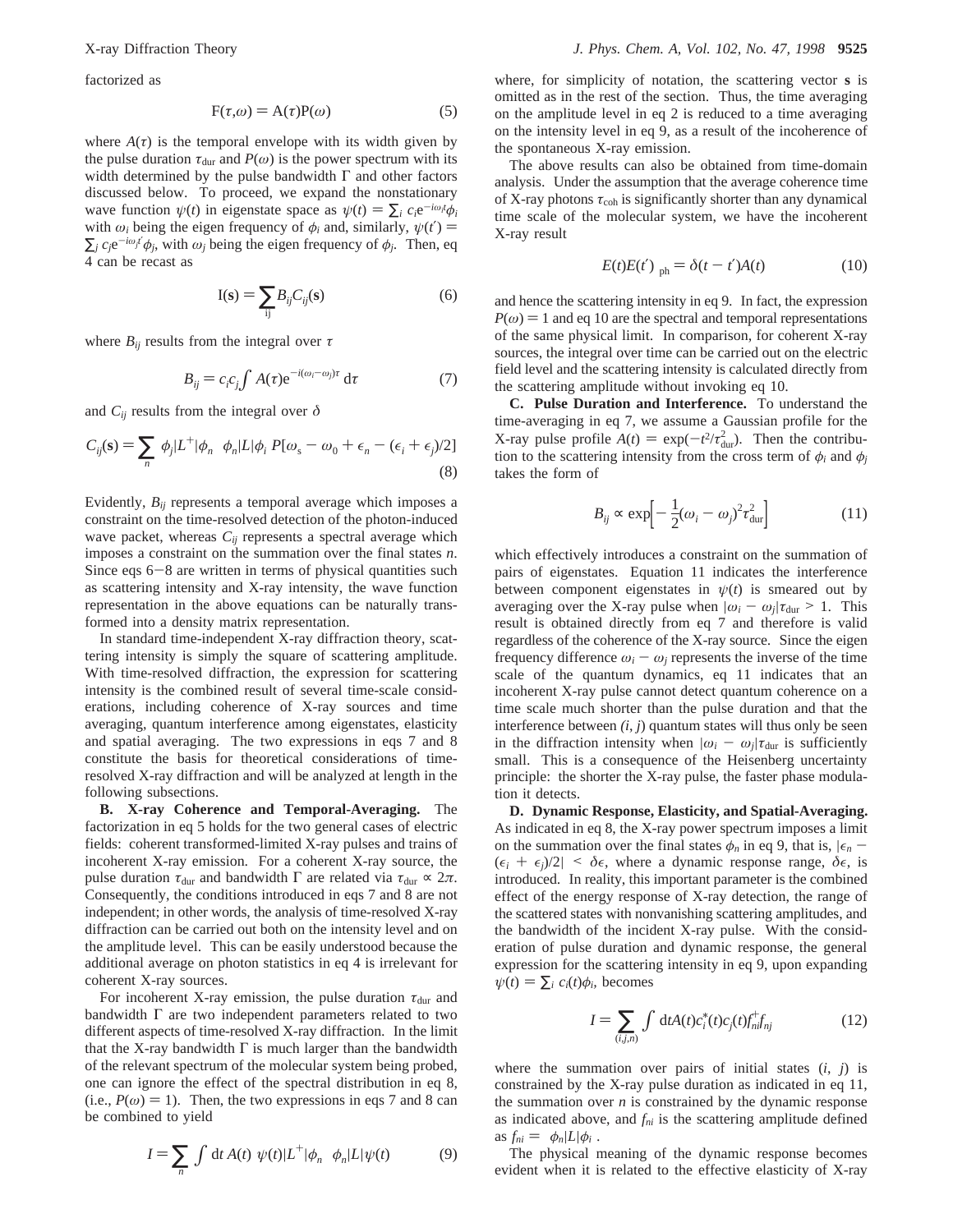factorized as

$$F(\tau,\omega) = A(\tau)P(\omega) \tag{5}$$

where $A(\tau)$ is the temporal envelope with its width given by the pulse duration $\tau_{dur}$ and $P(\omega)$ is the power spectrum with its width determined by the pulse bandwidth $\Gamma$ and other factors discussed below. To proceed, we expand the nonstationary wave function $\psi(t)$ in eigenstate space as $\psi(t) = \sum_i c_i e^{-i\omega_i t}\phi_i$ with $\omega_i$ being the eigen frequency of $\phi_i$ and, similarly, $\psi(t') = \sum_j c_j e^{-i\omega_j t'}\phi_j$, with $\omega_j$ being the eigen frequency of $\phi_j$. Then, eq 4 can be recast as

$$I(\mathbf{s}) = \sum_{ij} B_{ij} C_{ij}(\mathbf{s}) \tag{6}$$

where $B_{ij}$ results from the integral over $\tau$

$$B_{ij} = c_i c_j \int A(\tau) e^{-i(\omega_i - \omega_j)\tau}\, d\tau \tag{7}$$

and $C_{ij}$ results from the integral over $\delta$

$$C_{ij}(\mathbf{s}) = \sum_n \langle \phi_j | L^+ | \phi_n \rangle \langle \phi_n | L | \phi_i \rangle P[\omega_s - \omega_0 + \epsilon_n - (\epsilon_i + \epsilon_j)/2] \tag{8}$$

Evidently, $B_{ij}$ represents a temporal average which imposes a constraint on the time-resolved detection of the photon-induced wave packet, whereas $C_{ij}$ represents a spectral average which imposes a constraint on the summation over the final states $n$. Since eqs 6−8 are written in terms of physical quantities such as scattering intensity and X-ray intensity, the wave function representation in the above equations can be naturally transformed into a density matrix representation.

In standard time-independent X-ray diffraction theory, scattering intensity is simply the square of scattering amplitude. With time-resolved diffraction, the expression for scattering intensity is the combined result of several time-scale considerations, including coherence of X-ray sources and time averaging, quantum interference among eigenstates, elasticity and spatial averaging. The two expressions in eqs 7 and 8 constitute the basis for theoretical considerations of time-resolved X-ray diffraction and will be analyzed at length in the following subsections.

**B. X-ray Coherence and Temporal-Averaging.** The factorization in eq 5 holds for the two general cases of electric fields: coherent transformed-limited X-ray pulses and trains of incoherent X-ray emission. For a coherent X-ray source, the pulse duration $\tau_{dur}$ and bandwidth $\Gamma$ are related via $\tau_{dur} \propto 2\pi$. Consequently, the conditions introduced in eqs 7 and 8 are not independent; in other words, the analysis of time-resolved X-ray diffraction can be carried out both on the intensity level and on the amplitude level. This can be easily understood because the additional average on photon statistics in eq 4 is irrelevant for coherent X-ray sources.

For incoherent X-ray emission, the pulse duration $\tau_{dur}$ and bandwidth $\Gamma$ are two independent parameters related to two different aspects of time-resolved X-ray diffraction. In the limit that the X-ray bandwidth $\Gamma$ is much larger than the bandwidth of the relevant spectrum of the molecular system being probed, one can ignore the effect of the spectral distribution in eq 8, (i.e., $P(\omega) = 1$). Then, the two expressions in eqs 7 and 8 can be combined to yield

$$I = \sum_n \int dt\, A(t) \langle \psi(t) | L^+ | \phi_n \rangle \langle \phi_n | L | \psi(t) \rangle \tag{9}$$

where, for simplicity of notation, the scattering vector **s** is omitted as in the rest of the section. Thus, the time averaging on the amplitude level in eq 2 is reduced to a time averaging on the intensity level in eq 9, as a result of the incoherence of the spontaneous X-ray emission.

The above results can also be obtained from time-domain analysis. Under the assumption that the average coherence time of X-ray photons $\tau_{coh}$ is significantly shorter than any dynamical time scale of the molecular system, we have the incoherent X-ray result

$$\langle E(t)E(t') \rangle_{ph} = \delta(t - t')A(t) \tag{10}$$

and hence the scattering intensity in eq 9. In fact, the expression $P(\omega) = 1$ and eq 10 are the spectral and temporal representations of the same physical limit. In comparison, for coherent X-ray sources, the integral over time can be carried out on the electric field level and the scattering intensity is calculated directly from the scattering amplitude without invoking eq 10.

**C. Pulse Duration and Interference.** To understand the time-averaging in eq 7, we assume a Gaussian profile for the X-ray pulse profile $A(t) = \exp(-t^2/\tau_{dur}^2)$. Then the contribution to the scattering intensity from the cross term of $\phi_i$ and $\phi_j$ takes the form of

$$B_{ij} \propto \exp\left[-\frac{1}{2}(\omega_i - \omega_j)^2 \tau_{dur}^2\right] \tag{11}$$

which effectively introduces a constraint on the summation of pairs of eigenstates. Equation 11 indicates the interference between component eigenstates in $\psi(t)$ is smeared out by averaging over the X-ray pulse when $|\omega_i - \omega_j|\tau_{dur} > 1$. This result is obtained directly from eq 7 and therefore is valid regardless of the coherence of the X-ray source. Since the eigen frequency difference $\omega_i - \omega_j$ represents the inverse of the time scale of the quantum dynamics, eq 11 indicates that an incoherent X-ray pulse cannot detect quantum coherence on a time scale much shorter than the pulse duration and that the interference between $(i, j)$ quantum states will thus only be seen in the diffraction intensity when $|\omega_i - \omega_j|\tau_{dur}$ is sufficiently small. This is a consequence of the Heisenberg uncertainty principle: the shorter the X-ray pulse, the faster phase modulation it detects.

**D. Dynamic Response, Elasticity, and Spatial-Averaging.** As indicated in eq 8, the X-ray power spectrum imposes a limit on the summation over the final states $\phi_n$ in eq 9, that is, $|\epsilon_n - (\epsilon_i + \epsilon_j)/2| < \delta\epsilon$, where a dynamic response range, $\delta\epsilon$, is introduced. In reality, this important parameter is the combined effect of the energy response of X-ray detection, the range of the scattered states with nonvanishing scattering amplitudes, and the bandwidth of the incident X-ray pulse. With the consideration of pulse duration and dynamic response, the general expression for the scattering intensity in eq 9, upon expanding $\psi(t) = \sum_i c_i(t)\phi_i$, becomes

$$I = \sum_{(i,j,n)} \int dt A(t) c_i^*(t) c_j(t) f_{ni}^+ f_{nj} \tag{12}$$

where the summation over pairs of initial states $(i, j)$ is constrained by the X-ray pulse duration as indicated in eq 11, the summation over $n$ is constrained by the dynamic response as indicated above, and $f_{ni}$ is the scattering amplitude defined as $f_{ni} = \langle \phi_n | L | \phi_i \rangle$.

The physical meaning of the dynamic response becomes evident when it is related to the effective elasticity of X-ray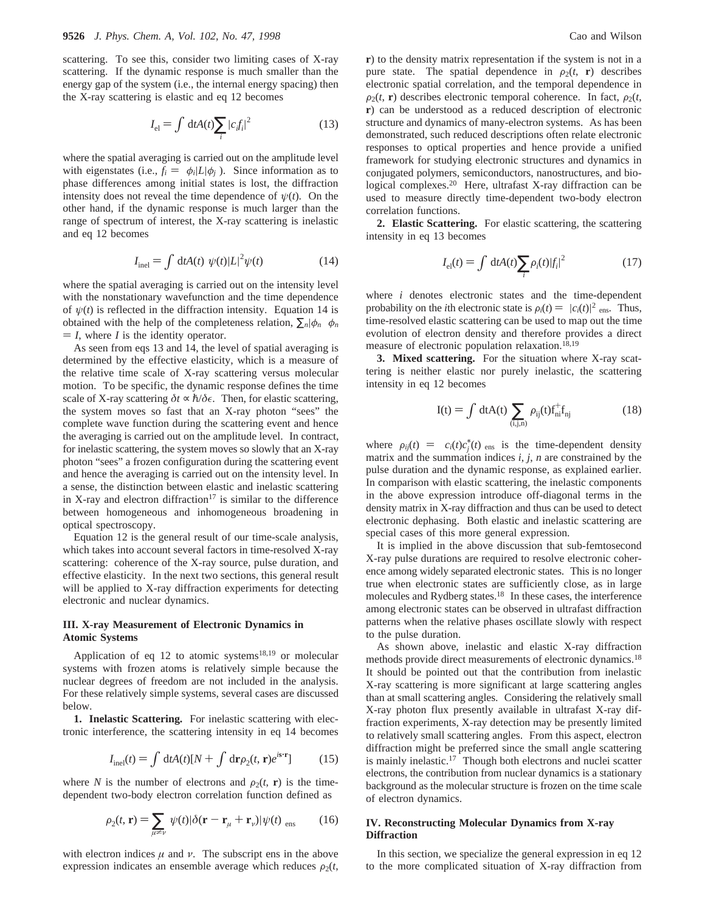scattering. To see this, consider two limiting cases of X-ray scattering. If the dynamic response is much smaller than the energy gap of the system (i.e., the internal energy spacing) then the X-ray scattering is elastic and eq 12 becomes

$$I_{\rm el} = \int {\rm d}t A(t) \sum_i |c_i f_i|^2 \tag{13}$$

where the spatial averaging is carried out on the amplitude level with eigenstates (i.e., $f_i = \langle\phi_i|L|\phi_j\rangle$). Since information as to phase differences among initial states is lost, the diffraction intensity does not reveal the time dependence of $\psi(t)$. On the other hand, if the dynamic response is much larger than the range of spectrum of interest, the X-ray scattering is inelastic and eq 12 becomes

$$I_{\rm inel} = \int {\rm d}t A(t) \langle\psi(t)|L|^2\psi(t)\rangle \tag{14}$$

where the spatial averaging is carried out on the intensity level with the nonstationary wavefunction and the time dependence of $\psi(t)$ is reflected in the diffraction intensity. Equation 14 is obtained with the help of the completeness relation, $\sum_n|\phi_n\rangle\langle\phi_n| = I$, where $I$ is the identity operator.

As seen from eqs 13 and 14, the level of spatial averaging is determined by the effective elasticity, which is a measure of the relative time scale of X-ray scattering versus molecular motion. To be specific, the dynamic response defines the time scale of X-ray scattering $\delta t \propto \hbar/\delta\epsilon$. Then, for elastic scattering, the system moves so fast that an X-ray photon "sees" the complete wave function during the scattering event and hence the averaging is carried out on the amplitude level. In contract, for inelastic scattering, the system moves so slowly that an X-ray photon "sees" a frozen configuration during the scattering event and hence the averaging is carried out on the intensity level. In a sense, the distinction between elastic and inelastic scattering in X-ray and electron diffraction[17] is similar to the difference between homogeneous and inhomogeneous broadening in optical spectroscopy.

Equation 12 is the general result of our time-scale analysis, which takes into account several factors in time-resolved X-ray scattering: coherence of the X-ray source, pulse duration, and effective elasticity. In the next two sections, this general result will be applied to X-ray diffraction experiments for detecting electronic and nuclear dynamics.

### III. X-ray Measurement of Electronic Dynamics in Atomic Systems

Application of eq 12 to atomic systems[18,19] or molecular systems with frozen atoms is relatively simple because the nuclear degrees of freedom are not included in the analysis. For these relatively simple systems, several cases are discussed below.

**1. Inelastic Scattering.** For inelastic scattering with electronic interference, the scattering intensity in eq 14 becomes

$$I_{\rm inel}(t) = \int {\rm d}t A(t)[N + \int {\rm d}\mathbf{r}\rho_2(t, \mathbf{r})e^{i\mathbf{s}\cdot\mathbf{r}}] \tag{15}$$

where $N$ is the number of electrons and $\rho_2(t, \mathbf{r})$ is the time-dependent two-body electron correlation function defined as

$$\rho_2(t, \mathbf{r}) = \sum_{\mu\neq\nu} \langle\langle\psi(t)|\delta(\mathbf{r} - \mathbf{r}_\mu + \mathbf{r}_\nu)|\psi(t)\rangle\rangle_{\rm ens} \tag{16}$$

with electron indices $\mu$ and $\nu$. The subscript ens in the above expression indicates an ensemble average which reduces $\rho_2(t, \mathbf{r})$ to the density matrix representation if the system is not in a pure state. The spatial dependence in $\rho_2(t, \mathbf{r})$ describes electronic spatial correlation, and the temporal dependence in $\rho_2(t, \mathbf{r})$ describes electronic temporal coherence. In fact, $\rho_2(t, \mathbf{r})$ can be understood as a reduced description of electronic structure and dynamics of many-electron systems. As has been demonstrated, such reduced descriptions often relate electronic responses to optical properties and hence provide a unified framework for studying electronic structures and dynamics in conjugated polymers, semiconductors, nanostructures, and biological complexes.[20] Here, ultrafast X-ray diffraction can be used to measure directly time-dependent two-body electron correlation functions.

**2. Elastic Scattering.** For elastic scattering, the scattering intensity in eq 13 becomes

$$I_{\rm el}(t) = \int {\rm d}t A(t) \sum_i \rho_i(t)|f_i|^2 \tag{17}$$

where $i$ denotes electronic states and the time-dependent probability on the $i$th electronic state is $\rho_i(t) = \langle|c_i(t)|^2\rangle_{\rm ens}$. Thus, time-resolved elastic scattering can be used to map out the time evolution of electron density and therefore provides a direct measure of electronic population relaxation.[18,19]

**3. Mixed scattering.** For the situation where X-ray scattering is neither elastic nor purely inelastic, the scattering intensity in eq 12 becomes

$$I(t) = \int {\rm d}t A(t) \sum_{(i,j,n)} \rho_{ij}(t) f_{ni}^{+} f_{nj} \tag{18}$$

where $\rho_{ij}(t) = \langle c_i(t)c_j^*(t)\rangle_{\rm ens}$ is the time-dependent density matrix and the summation indices $i$, $j$, $n$ are constrained by the pulse duration and the dynamic response, as explained earlier. In comparison with elastic scattering, the inelastic components in the above expression introduce off-diagonal terms in the density matrix in X-ray diffraction and thus can be used to detect electronic dephasing. Both elastic and inelastic scattering are special cases of this more general expression.

It is implied in the above discussion that sub-femtosecond X-ray pulse durations are required to resolve electronic coherence among widely separated electronic states. This is no longer true when electronic states are sufficiently close, as in large molecules and Rydberg states.[18] In these cases, the interference among electronic states can be observed in ultrafast diffraction patterns when the relative phases oscillate slowly with respect to the pulse duration.

As shown above, inelastic and elastic X-ray diffraction methods provide direct measurements of electronic dynamics.[18] It should be pointed out that the contribution from inelastic X-ray scattering is more significant at large scattering angles than at small scattering angles. Considering the relatively small X-ray photon flux presently available in ultrafast X-ray diffraction experiments, X-ray detection may be presently limited to relatively small scattering angles. From this aspect, electron diffraction might be preferred since the small angle scattering is mainly inelastic.[17] Though both electrons and nuclei scatter electrons, the contribution from nuclear dynamics is a stationary background as the molecular structure is frozen on the time scale of electron dynamics.

### IV. Reconstructing Molecular Dynamics from X-ray Diffraction

In this section, we specialize the general expression in eq 12 to the more complicated situation of X-ray diffraction from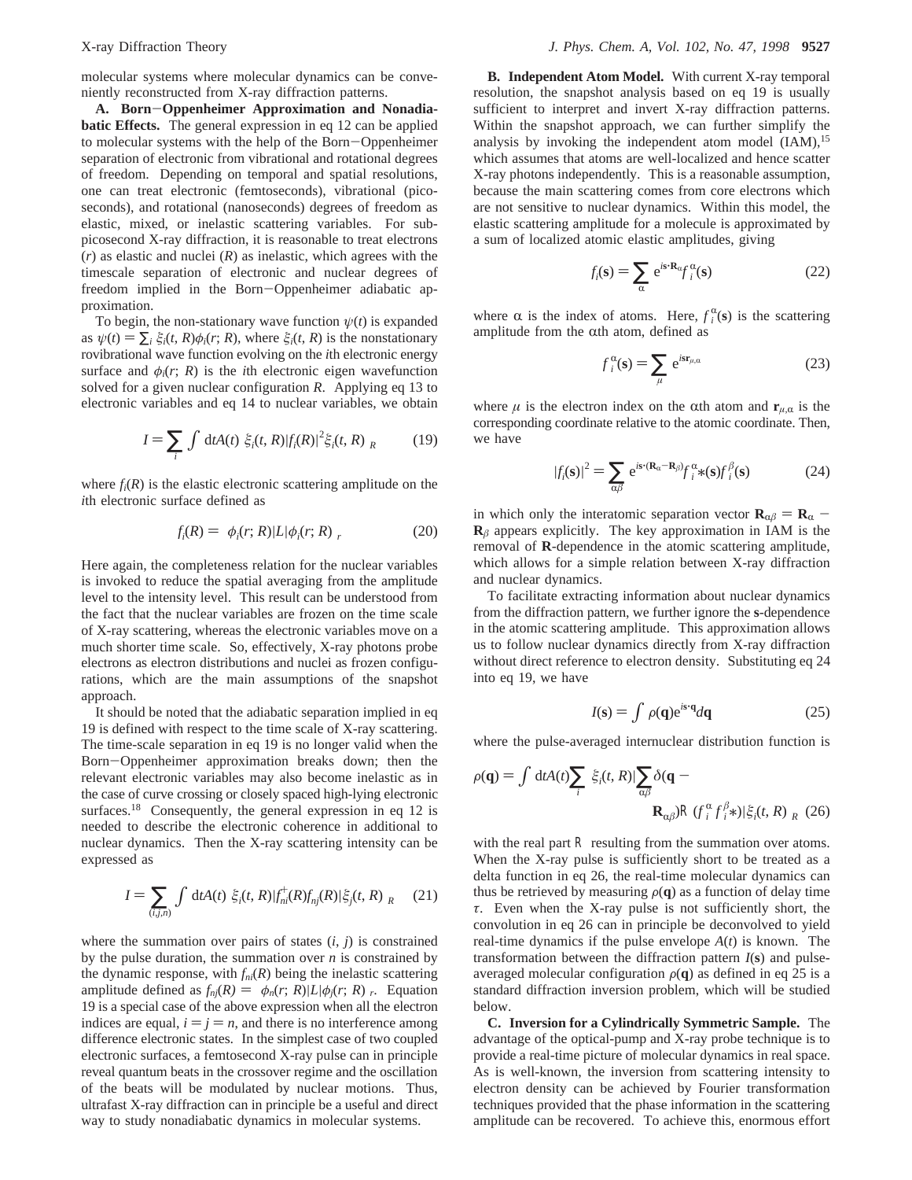molecular systems where molecular dynamics can be conveniently reconstructed from X-ray diffraction patterns.

**A. Born–Oppenheimer Approximation and Nonadiabatic Effects.** The general expression in eq 12 can be applied to molecular systems with the help of the Born–Oppenheimer separation of electronic from vibrational and rotational degrees of freedom. Depending on temporal and spatial resolutions, one can treat electronic (femtoseconds), vibrational (picoseconds), and rotational (nanoseconds) degrees of freedom as elastic, mixed, or inelastic scattering variables. For subpicosecond X-ray diffraction, it is reasonable to treat electrons ($r$) as elastic and nuclei ($R$) as inelastic, which agrees with the timescale separation of electronic and nuclear degrees of freedom implied in the Born–Oppenheimer adiabatic approximation.

To begin, the non-stationary wave function $\psi(t)$ is expanded as $\psi(t) = \sum_i \xi_i(t, R)\phi_i(r; R)$, where $\xi_i(t, R)$ is the nonstationary rovibrational wave function evolving on the $i$th electronic energy surface and $\phi_i(r; R)$ is the $i$th electronic eigen wavefunction solved for a given nuclear configuration $R$. Applying eq 13 to electronic variables and eq 14 to nuclear variables, we obtain

$$I = \sum_i \int \mathrm{d}t A(t) \langle \xi_i(t, R)|f_i(R)|^2 \xi_i(t, R)\rangle_R \qquad (19)$$

where $f_i(R)$ is the elastic electronic scattering amplitude on the $i$th electronic surface defined as

$$f_i(R) = \langle \phi_i(r; R)|L|\phi_i(r; R)\rangle_r \qquad (20)$$

Here again, the completeness relation for the nuclear variables is invoked to reduce the spatial averaging from the amplitude level to the intensity level. This result can be understood from the fact that the nuclear variables are frozen on the time scale of X-ray scattering, whereas the electronic variables move on a much shorter time scale. So, effectively, X-ray photons probe electrons as electron distributions and nuclei as frozen configurations, which are the main assumptions of the snapshot approach.

It should be noted that the adiabatic separation implied in eq 19 is defined with respect to the time scale of X-ray scattering. The time-scale separation in eq 19 is no longer valid when the Born–Oppenheimer approximation breaks down; then the relevant electronic variables may also become inelastic as in the case of curve crossing or closely spaced high-lying electronic surfaces.[18] Consequently, the general expression in eq 12 is needed to describe the electronic coherence in additional to nuclear dynamics. Then the X-ray scattering intensity can be expressed as

$$I = \sum_{(i,j,n)} \int \mathrm{d}t A(t) \langle \xi_i(t, R)|f_{ni}^{\dagger}(R) f_{nj}(R)|\xi_j(t, R)\rangle_R \qquad (21)$$

where the summation over pairs of states $(i, j)$ is constrained by the pulse duration, the summation over $n$ is constrained by the dynamic response, with $f_{ni}(R)$ being the inelastic scattering amplitude defined as $f_{nj}(R) = \langle \phi_n(r; R)|L|\phi_j(r; R)\rangle_r$. Equation 19 is a special case of the above expression when all the electron indices are equal, $i = j = n$, and there is no interference among difference electronic states. In the simplest case of two coupled electronic surfaces, a femtosecond X-ray pulse can in principle reveal quantum beats in the crossover regime and the oscillation of the beats will be modulated by nuclear motions. Thus, ultrafast X-ray diffraction can in principle be a useful and direct way to study nonadiabatic dynamics in molecular systems.

**B. Independent Atom Model.** With current X-ray temporal resolution, the snapshot analysis based on eq 19 is usually sufficient to interpret and invert X-ray diffraction patterns. Within the snapshot approach, we can further simplify the analysis by invoking the independent atom model (IAM),[15] which assumes that atoms are well-localized and hence scatter X-ray photons independently. This is a reasonable assumption, because the main scattering comes from core electrons which are not sensitive to nuclear dynamics. Within this model, the elastic scattering amplitude for a molecule is approximated by a sum of localized atomic elastic amplitudes, giving

$$f_i(\mathbf{s}) = \sum_\alpha \mathrm{e}^{i\mathbf{s}\cdot\mathbf{R}_\alpha} f_i^\alpha(\mathbf{s}) \qquad (22)$$

where $\alpha$ is the index of atoms. Here, $f_i^\alpha(\mathbf{s})$ is the scattering amplitude from the $\alpha$th atom, defined as

$$f_i^\alpha(\mathbf{s}) = \sum_\mu \mathrm{e}^{i\mathbf{s}\mathbf{r}_{\mu,\alpha}} \qquad (23)$$

where $\mu$ is the electron index on the $\alpha$th atom and $\mathbf{r}_{\mu,\alpha}$ is the corresponding coordinate relative to the atomic coordinate. Then, we have

$$|f_i(\mathbf{s})|^2 = \sum_{\alpha\beta} \mathrm{e}^{i\mathbf{s}\cdot(\mathbf{R}_\alpha - \mathbf{R}_\beta)} f_i^{\alpha *}(\mathbf{s}) f_i^\beta(\mathbf{s}) \qquad (24)$$

in which only the interatomic separation vector $\mathbf{R}_{\alpha\beta} = \mathbf{R}_\alpha - \mathbf{R}_\beta$ appears explicitly. The key approximation in IAM is the removal of **R**-dependence in the atomic scattering amplitude, which allows for a simple relation between X-ray diffraction and nuclear dynamics.

To facilitate extracting information about nuclear dynamics from the diffraction pattern, we further ignore the **s**-dependence in the atomic scattering amplitude. This approximation allows us to follow nuclear dynamics directly from X-ray diffraction without direct reference to electron density. Substituting eq 24 into eq 19, we have

$$I(\mathbf{s}) = \int \rho(\mathbf{q})\mathrm{e}^{i\mathbf{s}\cdot\mathbf{q}} d\mathbf{q} \qquad (25)$$

where the pulse-averaged internuclear distribution function is

$$\rho(\mathbf{q}) = \int \mathrm{d}t A(t) \sum_i \langle \xi_i(t, R)| \sum_{\alpha\beta} \delta(\mathbf{q} - \mathbf{R}_{\alpha\beta}) \Re(f_i^\alpha f_i^{\beta *})|\xi_i(t, R)\rangle_R \qquad (26)$$

with the real part $\Re$ resulting from the summation over atoms. When the X-ray pulse is sufficiently short to be treated as a delta function in eq 26, the real-time molecular dynamics can thus be retrieved by measuring $\rho(\mathbf{q})$ as a function of delay time $\tau$. Even when the X-ray pulse is not sufficiently short, the convolution in eq 26 can in principle be deconvolved to yield real-time dynamics if the pulse envelope $A(t)$ is known. The transformation between the diffraction pattern $I(\mathbf{s})$ and pulse-averaged molecular configuration $\rho(\mathbf{q})$ as defined in eq 25 is a standard diffraction inversion problem, which will be studied below.

**C. Inversion for a Cylindrically Symmetric Sample.** The advantage of the optical-pump and X-ray probe technique is to provide a real-time picture of molecular dynamics in real space. As is well-known, the inversion from scattering intensity to electron density can be achieved by Fourier transformation techniques provided that the phase information in the scattering amplitude can be recovered. To achieve this, enormous effort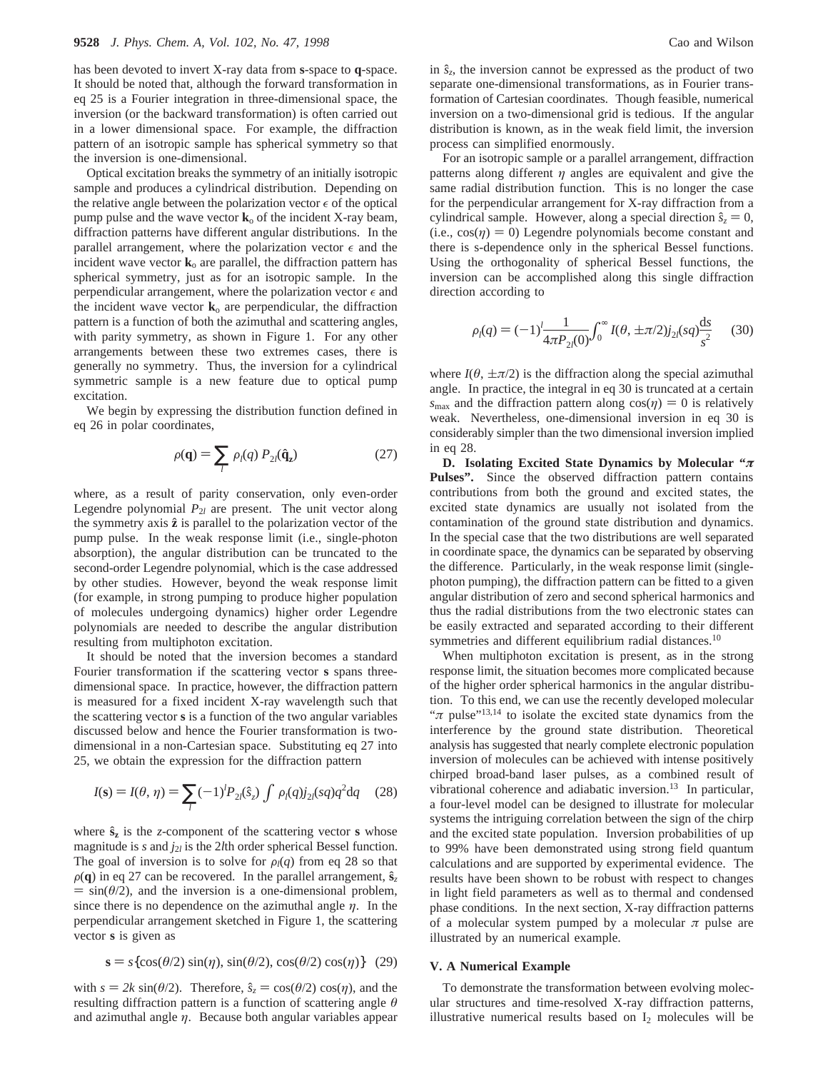has been devoted to invert X-ray data from **s**-space to **q**-space. It should be noted that, although the forward transformation in eq 25 is a Fourier integration in three-dimensional space, the inversion (or the backward transformation) is often carried out in a lower dimensional space. For example, the diffraction pattern of an isotropic sample has spherical symmetry so that the inversion is one-dimensional.

Optical excitation breaks the symmetry of an initially isotropic sample and produces a cylindrical distribution. Depending on the relative angle between the polarization vector $\epsilon$ of the optical pump pulse and the wave vector $\mathbf{k}_o$ of the incident X-ray beam, diffraction patterns have different angular distributions. In the parallel arrangement, where the polarization vector $\epsilon$ and the incident wave vector $\mathbf{k}_o$ are parallel, the diffraction pattern has spherical symmetry, just as for an isotropic sample. In the perpendicular arrangement, where the polarization vector $\epsilon$ and the incident wave vector $\mathbf{k}_o$ are perpendicular, the diffraction pattern is a function of both the azimuthal and scattering angles, with parity symmetry, as shown in Figure 1. For any other arrangements between these two extremes cases, there is generally no symmetry. Thus, the inversion for a cylindrical symmetric sample is a new feature due to optical pump excitation.

We begin by expressing the distribution function defined in eq 26 in polar coordinates,

$$\rho(\mathbf{q}) = \sum_l \rho_l(q)\, P_{2l}(\hat{\mathbf{q}}_\mathbf{z}) \tag{27}$$

where, as a result of parity conservation, only even-order Legendre polynomial $P_{2l}$ are present. The unit vector along the symmetry axis $\hat{\mathbf{z}}$ is parallel to the polarization vector of the pump pulse. In the weak response limit (i.e., single-photon absorption), the angular distribution can be truncated to the second-order Legendre polynomial, which is the case addressed by other studies. However, beyond the weak response limit (for example, in strong pumping to produce higher population of molecules undergoing dynamics) higher order Legendre polynomials are needed to describe the angular distribution resulting from multiphoton excitation.

It should be noted that the inversion becomes a standard Fourier transformation if the scattering vector **s** spans three-dimensional space. In practice, however, the diffraction pattern is measured for a fixed incident X-ray wavelength such that the scattering vector **s** is a function of the two angular variables discussed below and hence the Fourier transformation is two-dimensional in a non-Cartesian space. Substituting eq 27 into 25, we obtain the expression for the diffraction pattern

$$I(\mathbf{s}) = I(\theta, \eta) = \sum_l (-1)^l P_{2l}(\hat{s}_z) \int \rho_l(q) j_{2l}(sq) q^2 \mathrm{d}q \tag{28}$$

where $\hat{\mathbf{s}}_\mathbf{z}$ is the *z*-component of the scattering vector **s** whose magnitude is $s$ and $j_{2l}$ is the $2l$th order spherical Bessel function. The goal of inversion is to solve for $\rho_l(q)$ from eq 28 so that $\rho(\mathbf{q})$ in eq 27 can be recovered. In the parallel arrangement, $\hat{s}_z = \sin(\theta/2)$, and the inversion is a one-dimensional problem, since there is no dependence on the azimuthal angle $\eta$. In the perpendicular arrangement sketched in Figure 1, the scattering vector **s** is given as

$$\mathbf{s} = s\{\cos(\theta/2)\sin(\eta), \sin(\theta/2), \cos(\theta/2)\cos(\eta)\} \tag{29}$$

with $s = 2k\sin(\theta/2)$. Therefore, $\hat{s}_z = \cos(\theta/2)\cos(\eta)$, and the resulting diffraction pattern is a function of scattering angle $\theta$ and azimuthal angle $\eta$. Because both angular variables appear in $\hat{s}_z$, the inversion cannot be expressed as the product of two separate one-dimensional transformations, as in Fourier transformation of Cartesian coordinates. Though feasible, numerical inversion on a two-dimensional grid is tedious. If the angular distribution is known, as in the weak field limit, the inversion process can simplified enormously.

For an isotropic sample or a parallel arrangement, diffraction patterns along different $\eta$ angles are equivalent and give the same radial distribution function. This is no longer the case for the perpendicular arrangement for X-ray diffraction from a cylindrical sample. However, along a special direction $\hat{s}_z = 0$, (i.e., $\cos(\eta) = 0$) Legendre polynomials become constant and there is s-dependence only in the spherical Bessel functions. Using the orthogonality of spherical Bessel functions, the inversion can be accomplished along this single diffraction direction according to

$$\rho_l(q) = (-1)^l \frac{1}{4\pi P_{2l}(0)} \int_0^\infty I(\theta, \pm\pi/2) j_{2l}(sq) \frac{\mathrm{d}s}{s^2} \tag{30}$$

where $I(\theta, \pm\pi/2)$ is the diffraction along the special azimuthal angle. In practice, the integral in eq 30 is truncated at a certain $s_{\max}$ and the diffraction pattern along $\cos(\eta) = 0$ is relatively weak. Nevertheless, one-dimensional inversion in eq 30 is considerably simpler than the two dimensional inversion implied in eq 28.

**D. Isolating Excited State Dynamics by Molecular "$\pi$ Pulses".** Since the observed diffraction pattern contains contributions from both the ground and excited states, the excited state dynamics are usually not isolated from the contamination of the ground state distribution and dynamics. In the special case that the two distributions are well separated in coordinate space, the dynamics can be separated by observing the difference. Particularly, in the weak response limit (single-photon pumping), the diffraction pattern can be fitted to a given angular distribution of zero and second spherical harmonics and thus the radial distributions from the two electronic states can be easily extracted and separated according to their different symmetries and different equilibrium radial distances.[10]

When multiphoton excitation is present, as in the strong response limit, the situation becomes more complicated because of the higher order spherical harmonics in the angular distribution. To this end, we can use the recently developed molecular "$\pi$ pulse"[13,14] to isolate the excited state dynamics from the interference by the ground state distribution. Theoretical analysis has suggested that nearly complete electronic population inversion of molecules can be achieved with intense positively chirped broad-band laser pulses, as a combined result of vibrational coherence and adiabatic inversion.[13] In particular, a four-level model can be designed to illustrate for molecular systems the intriguing correlation between the sign of the chirp and the excited state population. Inversion probabilities of up to 99% have been demonstrated using strong field quantum calculations and are supported by experimental evidence. The results have been shown to be robust with respect to changes in light field parameters as well as to thermal and condensed phase conditions. In the next section, X-ray diffraction patterns of a molecular system pumped by a molecular $\pi$ pulse are illustrated by an numerical example.

## V. A Numerical Example

To demonstrate the transformation between evolving molecular structures and time-resolved X-ray diffraction patterns, illustrative numerical results based on $I_2$ molecules will be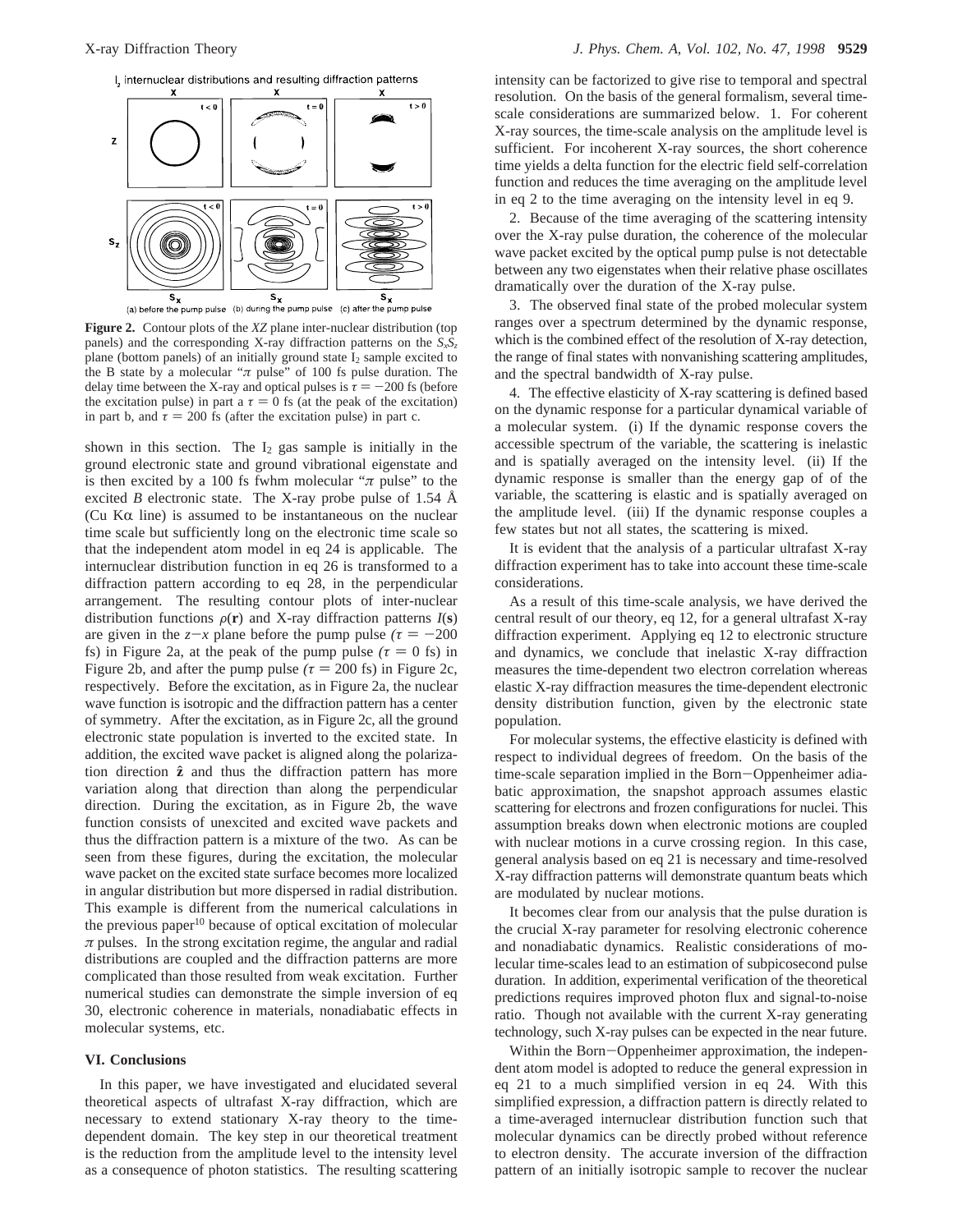**Figure 2.** Contour plots of the *XZ* plane inter-nuclear distribution (top panels) and the corresponding X-ray diffraction patterns on the $S_xS_z$ plane (bottom panels) of an initially ground state $I_2$ sample excited to the B state by a molecular "$\pi$ pulse" of 100 fs pulse duration. The delay time between the X-ray and optical pulses is $\tau = -200$ fs (before the excitation pulse) in part a $\tau = 0$ fs (at the peak of the excitation) in part b, and $\tau = 200$ fs (after the excitation pulse) in part c.

shown in this section. The $I_2$ gas sample is initially in the ground electronic state and ground vibrational eigenstate and is then excited by a 100 fs fwhm molecular "$\pi$ pulse" to the excited *B* electronic state. The X-ray probe pulse of 1.54 Å (Cu K$\alpha$ line) is assumed to be instantaneous on the nuclear time scale but sufficiently long on the electronic time scale so that the independent atom model in eq 24 is applicable. The internuclear distribution function in eq 26 is transformed to a diffraction pattern according to eq 28, in the perpendicular arrangement. The resulting contour plots of inter-nuclear distribution functions $\rho(\mathbf{r})$ and X-ray diffraction patterns $I(\mathbf{s})$ are given in the $z-x$ plane before the pump pulse *(*$\tau = -200$ fs) in Figure 2a, at the peak of the pump pulse *(*$\tau = 0$ fs) in Figure 2b, and after the pump pulse *(*$\tau = 200$ fs) in Figure 2c, respectively. Before the excitation, as in Figure 2a, the nuclear wave function is isotropic and the diffraction pattern has a center of symmetry. After the excitation, as in Figure 2c, all the ground electronic state population is inverted to the excited state. In addition, the excited wave packet is aligned along the polarization direction $\hat{\mathbf{z}}$ and thus the diffraction pattern has more variation along that direction than along the perpendicular direction. During the excitation, as in Figure 2b, the wave function consists of unexcited and excited wave packets and thus the diffraction pattern is a mixture of the two. As can be seen from these figures, during the excitation, the molecular wave packet on the excited state surface becomes more localized in angular distribution but more dispersed in radial distribution. This example is different from the numerical calculations in the previous paper[10] because of optical excitation of molecular $\pi$ pulses. In the strong excitation regime, the angular and radial distributions are coupled and the diffraction patterns are more complicated than those resulted from weak excitation. Further numerical studies can demonstrate the simple inversion of eq 30, electronic coherence in materials, nonadiabatic effects in molecular systems, etc.

## VI. Conclusions

In this paper, we have investigated and elucidated several theoretical aspects of ultrafast X-ray diffraction, which are necessary to extend stationary X-ray theory to the time-dependent domain. The key step in our theoretical treatment is the reduction from the amplitude level to the intensity level as a consequence of photon statistics. The resulting scattering intensity can be factorized to give rise to temporal and spectral resolution. On the basis of the general formalism, several time-scale considerations are summarized below. 1. For coherent X-ray sources, the time-scale analysis on the amplitude level is sufficient. For incoherent X-ray sources, the short coherence time yields a delta function for the electric field self-correlation function and reduces the time averaging on the amplitude level in eq 2 to the time averaging on the intensity level in eq 9.

2. Because of the time averaging of the scattering intensity over the X-ray pulse duration, the coherence of the molecular wave packet excited by the optical pump pulse is not detectable between any two eigenstates when their relative phase oscillates dramatically over the duration of the X-ray pulse.

3. The observed final state of the probed molecular system ranges over a spectrum determined by the dynamic response, which is the combined effect of the resolution of X-ray detection, the range of final states with nonvanishing scattering amplitudes, and the spectral bandwidth of X-ray pulse.

4. The effective elasticity of X-ray scattering is defined based on the dynamic response for a particular dynamical variable of a molecular system. (i) If the dynamic response covers the accessible spectrum of the variable, the scattering is inelastic and is spatially averaged on the intensity level. (ii) If the dynamic response is smaller than the energy gap of of the variable, the scattering is elastic and is spatially averaged on the amplitude level. (iii) If the dynamic response couples a few states but not all states, the scattering is mixed.

It is evident that the analysis of a particular ultrafast X-ray diffraction experiment has to take into account these time-scale considerations.

As a result of this time-scale analysis, we have derived the central result of our theory, eq 12, for a general ultrafast X-ray diffraction experiment. Applying eq 12 to electronic structure and dynamics, we conclude that inelastic X-ray diffraction measures the time-dependent two electron correlation whereas elastic X-ray diffraction measures the time-dependent electronic density distribution function, given by the electronic state population.

For molecular systems, the effective elasticity is defined with respect to individual degrees of freedom. On the basis of the time-scale separation implied in the Born–Oppenheimer adiabatic approximation, the snapshot approach assumes elastic scattering for electrons and frozen configurations for nuclei. This assumption breaks down when electronic motions are coupled with nuclear motions in a curve crossing region. In this case, general analysis based on eq 21 is necessary and time-resolved X-ray diffraction patterns will demonstrate quantum beats which are modulated by nuclear motions.

It becomes clear from our analysis that the pulse duration is the crucial X-ray parameter for resolving electronic coherence and nonadiabatic dynamics. Realistic considerations of molecular time-scales lead to an estimation of subpicosecond pulse duration. In addition, experimental verification of the theoretical predictions requires improved photon flux and signal-to-noise ratio. Though not available with the current X-ray generating technology, such X-ray pulses can be expected in the near future.

Within the Born–Oppenheimer approximation, the independent atom model is adopted to reduce the general expression in eq 21 to a much simplified version in eq 24. With this simplified expression, a diffraction pattern is directly related to a time-averaged internuclear distribution function such that molecular dynamics can be directly probed without reference to electron density. The accurate inversion of the diffraction pattern of an initially isotropic sample to recover the nuclear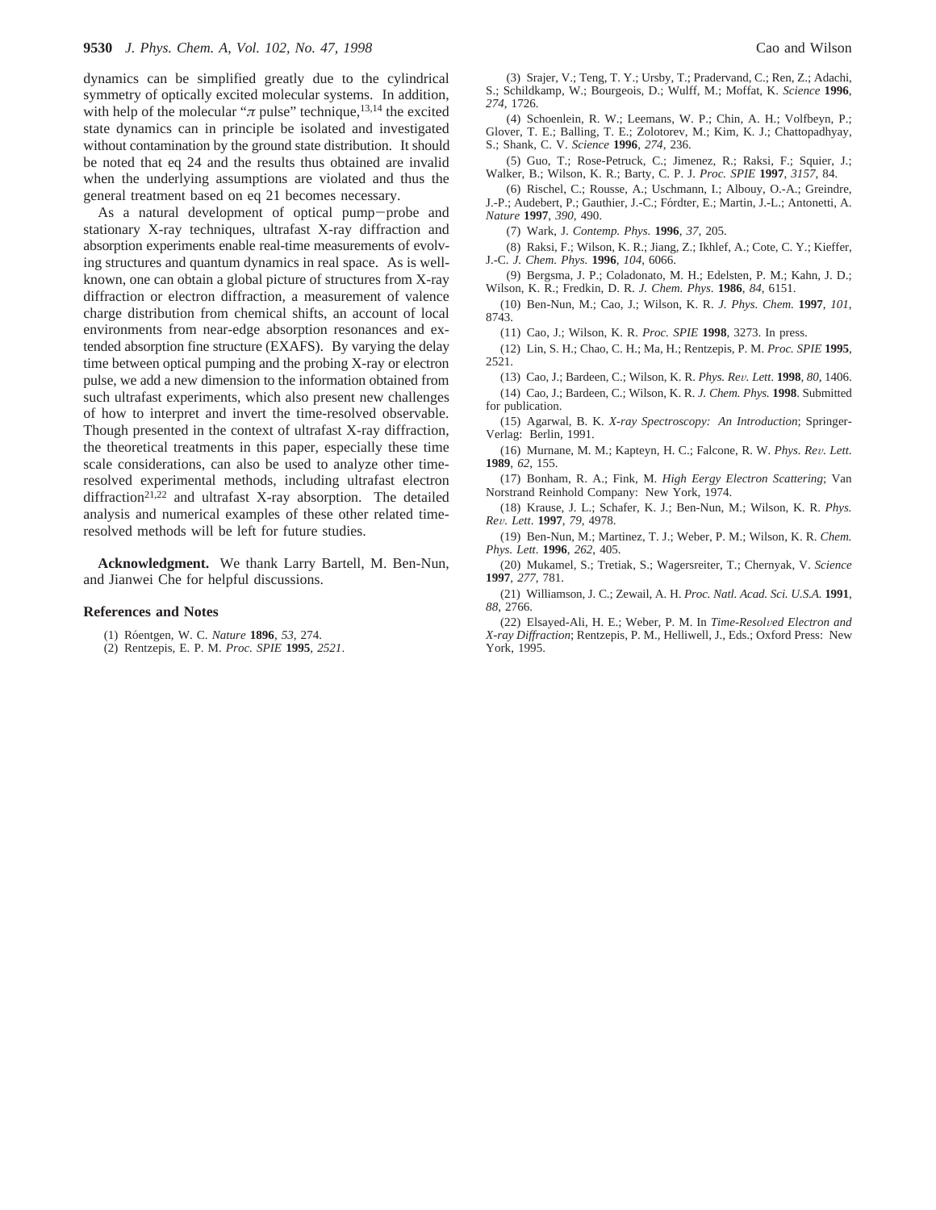dynamics can be simplified greatly due to the cylindrical symmetry of optically excited molecular systems. In addition, with help of the molecular "$\pi$ pulse" technique,[13,14] the excited state dynamics can in principle be isolated and investigated without contamination by the ground state distribution. It should be noted that eq 24 and the results thus obtained are invalid when the underlying assumptions are violated and thus the general treatment based on eq 21 becomes necessary.

As a natural development of optical pump−probe and stationary X-ray techniques, ultrafast X-ray diffraction and absorption experiments enable real-time measurements of evolving structures and quantum dynamics in real space. As is well-known, one can obtain a global picture of structures from X-ray diffraction or electron diffraction, a measurement of valence charge distribution from chemical shifts, an account of local environments from near-edge absorption resonances and extended absorption fine structure (EXAFS). By varying the delay time between optical pumping and the probing X-ray or electron pulse, we add a new dimension to the information obtained from such ultrafast experiments, which also present new challenges of how to interpret and invert the time-resolved observable. Though presented in the context of ultrafast X-ray diffraction, the theoretical treatments in this paper, especially these time scale considerations, can also be used to analyze other time-resolved experimental methods, including ultrafast electron diffraction[21,22] and ultrafast X-ray absorption. The detailed analysis and numerical examples of these other related time-resolved methods will be left for future studies.

**Acknowledgment.** We thank Larry Bartell, M. Ben-Nun, and Jianwei Che for helpful discussions.

### References and Notes

(1) Róentgen, W. C. *Nature* **1896**, *53*, 274.

(2) Rentzepis, E. P. M. *Proc. SPIE* **1995**, *2521*.

(3) Srajer, V.; Teng, T. Y.; Ursby, T.; Pradervand, C.; Ren, Z.; Adachi, S.; Schildkamp, W.; Bourgeois, D.; Wulff, M.; Moffat, K. *Science* **1996**, *274*, 1726.

(4) Schoenlein, R. W.; Leemans, W. P.; Chin, A. H.; Volfbeyn, P.; Glover, T. E.; Balling, T. E.; Zolotorev, M.; Kim, K. J.; Chattopadhyay, S.; Shank, C. V. *Science* **1996**, *274*, 236.

(5) Guo, T.; Rose-Petruck, C.; Jimenez, R.; Raksi, F.; Squier, J.; Walker, B.; Wilson, K. R.; Barty, C. P. J. *Proc. SPIE* **1997**, *3157*, 84.

(6) Rischel, C.; Rousse, A.; Uschmann, I.; Albouy, O.-A.; Greindre, J.-P.; Audebert, P.; Gauthier, J.-C.; Fórdter, E.; Martin, J.-L.; Antonetti, A. *Nature* **1997**, *390*, 490.

(7) Wark, J. *Contemp. Phys.* **1996**, *37*, 205.

(8) Raksi, F.; Wilson, K. R.; Jiang, Z.; Ikhlef, A.; Cote, C. Y.; Kieffer, J.-C. *J. Chem. Phys.* **1996**, *104*, 6066.

(9) Bergsma, J. P.; Coladonato, M. H.; Edelsten, P. M.; Kahn, J. D.; Wilson, K. R.; Fredkin, D. R. *J. Chem. Phys.* **1986**, *84*, 6151.

(10) Ben-Nun, M.; Cao, J.; Wilson, K. R. *J. Phys. Chem.* **1997**, *101*, 8743.

(11) Cao, J.; Wilson, K. R. *Proc. SPIE* **1998**, 3273. In press.

(12) Lin, S. H.; Chao, C. H.; Ma, H.; Rentzepis, P. M. *Proc. SPIE* **1995**, 2521.

(13) Cao, J.; Bardeen, C.; Wilson, K. R. *Phys. Rev. Lett.* **1998**, *80*, 1406.

(14) Cao, J.; Bardeen, C.; Wilson, K. R. *J. Chem. Phys.* **1998**. Submitted for publication.

(15) Agarwal, B. K. *X-ray Spectroscopy: An Introduction*; Springer-Verlag: Berlin, 1991.

(16) Murnane, M. M.; Kapteyn, H. C.; Falcone, R. W. *Phys. Rev. Lett.* **1989**, *62*, 155.

(17) Bonham, R. A.; Fink, M. *High Eergy Electron Scattering*; Van Norstrand Reinhold Company: New York, 1974.

(18) Krause, J. L.; Schafer, K. J.; Ben-Nun, M.; Wilson, K. R. *Phys. Rev. Lett.* **1997**, *79*, 4978.

(19) Ben-Nun, M.; Martinez, T. J.; Weber, P. M.; Wilson, K. R. *Chem. Phys. Lett.* **1996**, *262*, 405.

(20) Mukamel, S.; Tretiak, S.; Wagersreiter, T.; Chernyak, V. *Science* **1997**, *277*, 781.

(21) Williamson, J. C.; Zewail, A. H. *Proc. Natl. Acad. Sci. U.S.A.* **1991**, *88*, 2766.

(22) Elsayed-Ali, H. E.; Weber, P. M. In *Time-Resolved Electron and X-ray Diffraction*; Rentzepis, P. M., Helliwell, J., Eds.; Oxford Press: New York, 1995.